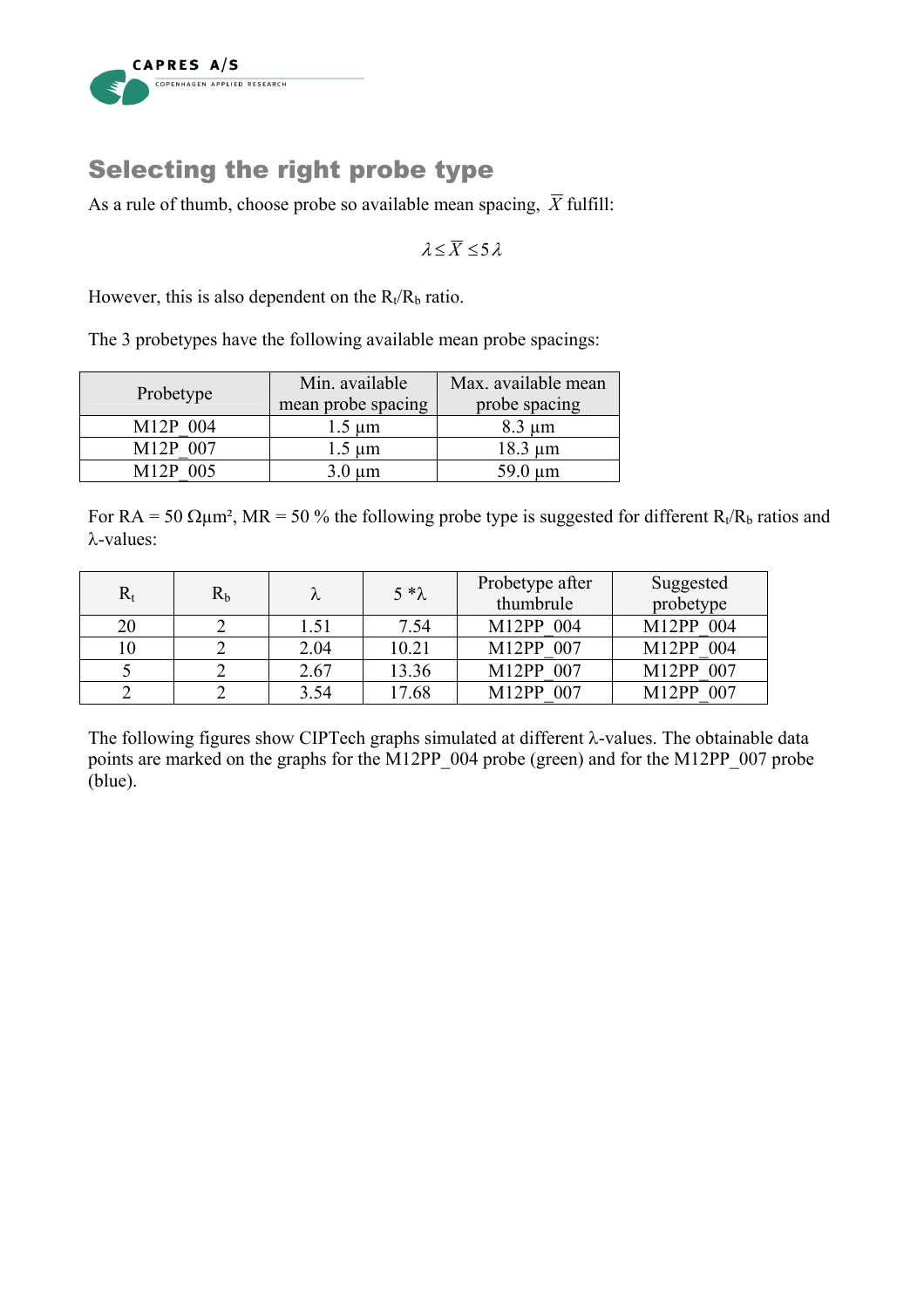## Selecting the right probe type

As a rule of thumb, choose probe so available mean spacing, $\overline{X}$ fulfill:

$$\lambda \leq \overline{X} \leq 5\lambda$$

However, this is also dependent on the $R_t/R_b$ ratio.

The 3 probetypes have the following available mean probe spacings:

| Probetype | Min. available mean probe spacing | Max. available mean probe spacing |
|---|---|---|
| M12P_004 | 1.5 µm | 8.3 µm |
| M12P_007 | 1.5 µm | 18.3 µm |
| M12P_005 | 3.0 µm | 59.0 µm |

For RA = 50 Ωµm², MR = 50 % the following probe type is suggested for different $R_t/R_b$ ratios and λ-values:

| $R_t$ | $R_b$ | $\lambda$ | $5 * \lambda$ | Probetype after thumbrule | Suggested probetype |
|---|---|---|---|---|---|
| 20 | 2 | 1.51 | 7.54 | M12PP_004 | M12PP_004 |
| 10 | 2 | 2.04 | 10.21 | M12PP_007 | M12PP_004 |
| 5 | 2 | 2.67 | 13.36 | M12PP_007 | M12PP_007 |
| 2 | 2 | 3.54 | 17.68 | M12PP_007 | M12PP_007 |

The following figures show CIPTech graphs simulated at different λ-values. The obtainable data points are marked on the graphs for the M12PP_004 probe (green) and for the M12PP_007 probe (blue).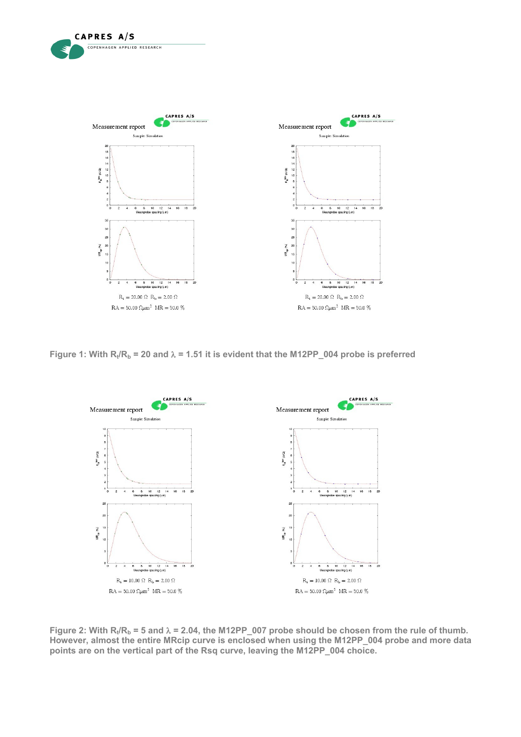Measurement report

Sample: Simulation

$R_t = 20.00\ \Omega$ $R_b = 2.00\ \Omega$

$RA = 50.00\ \Omega\mu m^2$ $MR = 50.0\ \%$

Measurement report

Sample: Simulation

$R_t = 20.00\ \Omega$ $R_b = 2.00\ \Omega$

$RA = 50.00\ \Omega\mu m^2$ $MR = 50.0\ \%$

**Figure 1: With $R_t/R_b$ = 20 and $\lambda$ = 1.51 it is evident that the M12PP_004 probe is preferred**

Measurement report

Sample: Simulation

$R_t = 10.00\ \Omega$ $R_b = 2.00\ \Omega$

$RA = 50.00\ \Omega\mu m^2$ $MR = 50.0\ \%$

Measurement report

Sample: Simulation

$R_t = 10.00\ \Omega$ $R_b = 2.00\ \Omega$

$RA = 50.00\ \Omega\mu m^2$ $MR = 50.0\ \%$

**Figure 2: With $R_t/R_b$ = 5 and $\lambda$ = 2.04, the M12PP_007 probe should be chosen from the rule of thumb. However, almost the entire MRcip curve is enclosed when using the M12PP_004 probe and more data points are on the vertical part of the Rsq curve, leaving the M12PP_004 choice.**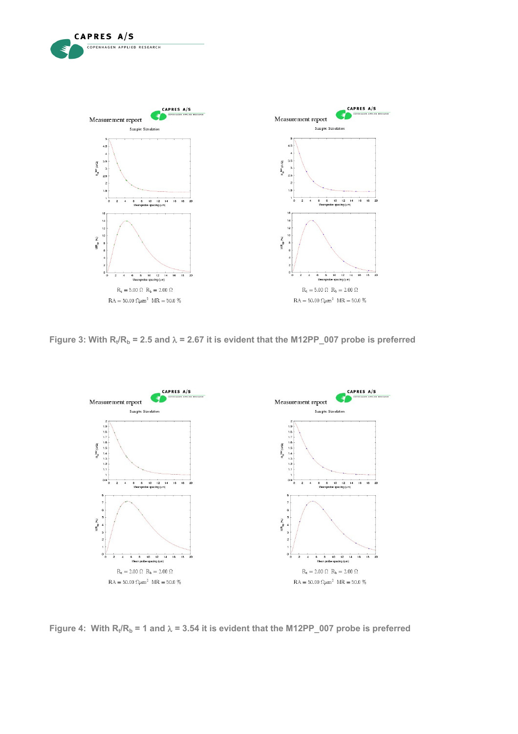Measurement report

Sample: Simulation

$R_t = 5.00\ \Omega$ $R_b = 2.00\ \Omega$

$RA = 50.00\ \Omega\mu m^2$ $MR = 50.0\ \%$

Measurement report

Sample: Simulation

$R_t = 5.00\ \Omega$ $R_b = 2.00\ \Omega$

$RA = 50.00\ \Omega\mu m^2$ $MR = 50.0\ \%$

**Figure 3: With $R_t/R_b$ = 2.5 and $\lambda$ = 2.67 it is evident that the M12PP_007 probe is preferred**

Measurement report

Sample: Simulation

$R_t = 2.00\ \Omega$ $R_b = 2.00\ \Omega$

$RA = 50.00\ \Omega\mu m^2$ $MR = 50.0\ \%$

Measurement report

Sample: Simulation

$R_t = 2.00\ \Omega$ $R_b = 2.00\ \Omega$

$RA = 50.00\ \Omega\mu m^2$ $MR = 50.0\ \%$

**Figure 4: With $R_t/R_b$ = 1 and $\lambda$ = 3.54 it is evident that the M12PP_007 probe is preferred**